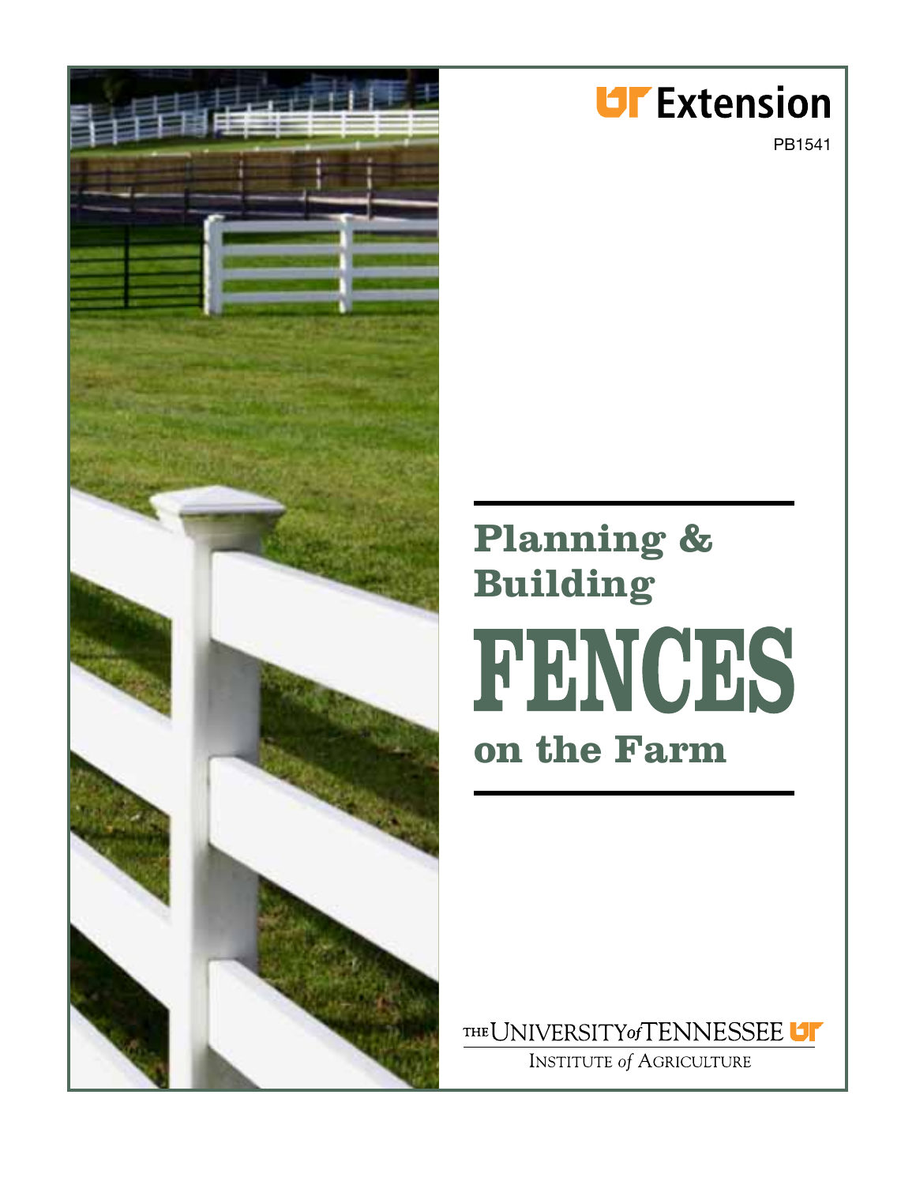UT Extension

PB1541

# Planning & Building FENCES on the Farm

THE UNIVERSITY of TENNESSEE

INSTITUTE of AGRICULTURE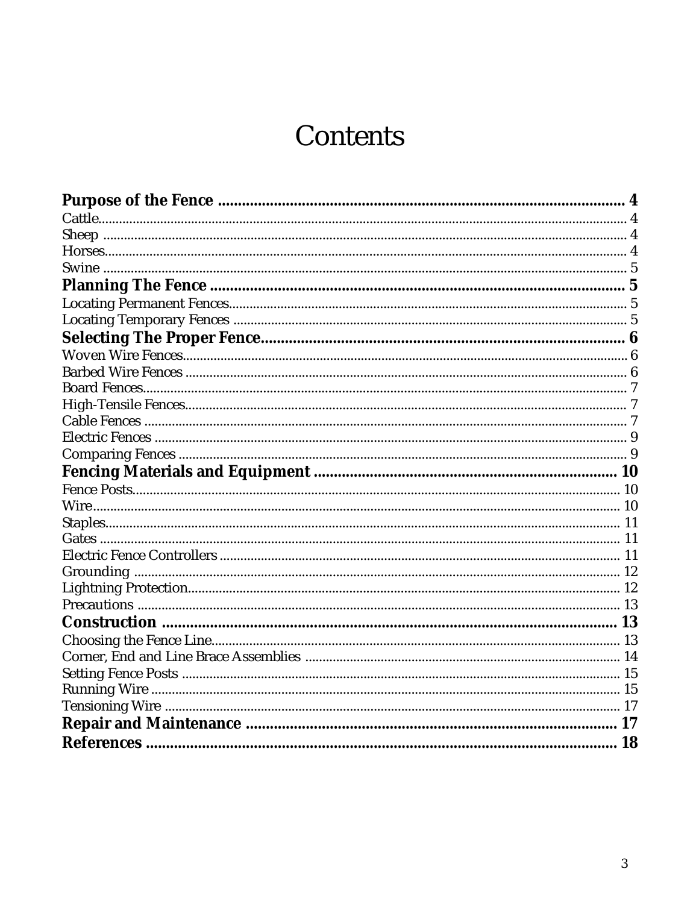# Contents

**Purpose of the Fence** .......... **4**
Cattle .......... 4
Sheep .......... 4
Horses .......... 4
Swine .......... 5
**Planning The Fence** .......... **5**
Locating Permanent Fences .......... 5
Locating Temporary Fences .......... 5
**Selecting The Proper Fence** .......... **6**
Woven Wire Fences .......... 6
Barbed Wire Fences .......... 6
Board Fences .......... 7
High-Tensile Fences .......... 7
Cable Fences .......... 7
Electric Fences .......... 9
Comparing Fences .......... 9
**Fencing Materials and Equipment** .......... **10**
Fence Posts .......... 10
Wire .......... 10
Staples .......... 11
Gates .......... 11
Electric Fence Controllers .......... 11
Grounding .......... 12
Lightning Protection .......... 12
Precautions .......... 13
**Construction** .......... **13**
Choosing the Fence Line .......... 13
Corner, End and Line Brace Assemblies .......... 14
Setting Fence Posts .......... 15
Running Wire .......... 15
Tensioning Wire .......... 17
**Repair and Maintenance** .......... **17**
**References** .......... **18**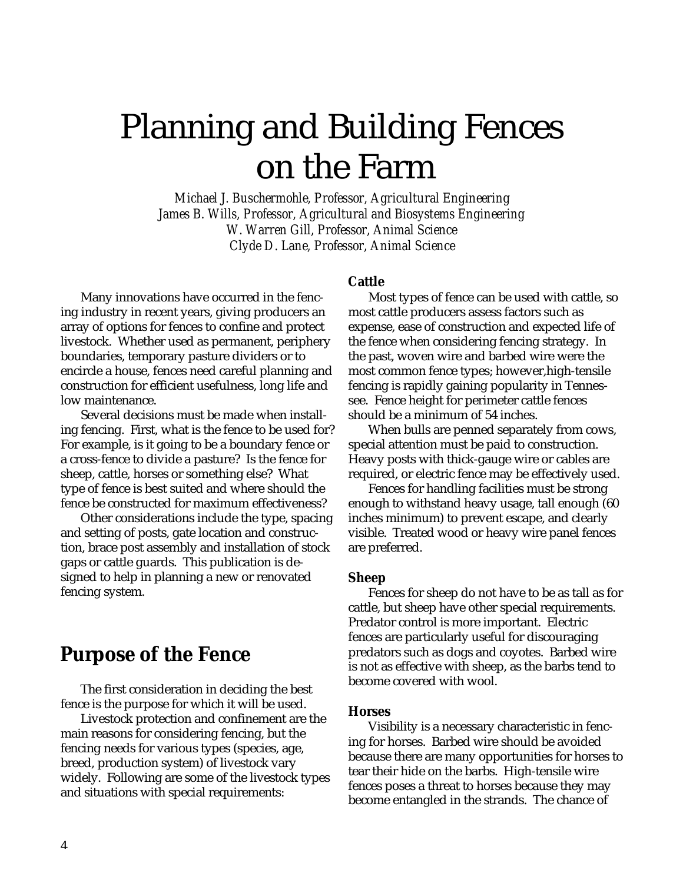# Planning and Building Fences on the Farm

*Michael J. Buschermohle, Professor, Agricultural Engineering*
*James B. Wills, Professor, Agricultural and Biosystems Engineering*
*W. Warren Gill, Professor, Animal Science*
*Clyde D. Lane, Professor, Animal Science*

Many innovations have occurred in the fencing industry in recent years, giving producers an array of options for fences to confine and protect livestock. Whether used as permanent, periphery boundaries, temporary pasture dividers or to encircle a house, fences need careful planning and construction for efficient usefulness, long life and low maintenance.

Several decisions must be made when installing fencing. First, what is the fence to be used for? For example, is it going to be a boundary fence or a cross-fence to divide a pasture? Is the fence for sheep, cattle, horses or something else? What type of fence is best suited and where should the fence be constructed for maximum effectiveness?

Other considerations include the type, spacing and setting of posts, gate location and construction, brace post assembly and installation of stock gaps or cattle guards. This publication is designed to help in planning a new or renovated fencing system.

## Purpose of the Fence

The first consideration in deciding the best fence is the purpose for which it will be used.

Livestock protection and confinement are the main reasons for considering fencing, but the fencing needs for various types (species, age, breed, production system) of livestock vary widely. Following are some of the livestock types and situations with special requirements:

### Cattle

Most types of fence can be used with cattle, so most cattle producers assess factors such as expense, ease of construction and expected life of the fence when considering fencing strategy. In the past, woven wire and barbed wire were the most common fence types; however,high-tensile fencing is rapidly gaining popularity in Tennessee. Fence height for perimeter cattle fences should be a minimum of 54 inches.

When bulls are penned separately from cows, special attention must be paid to construction. Heavy posts with thick-gauge wire or cables are required, or electric fence may be effectively used.

Fences for handling facilities must be strong enough to withstand heavy usage, tall enough (60 inches minimum) to prevent escape, and clearly visible. Treated wood or heavy wire panel fences are preferred.

### Sheep

Fences for sheep do not have to be as tall as for cattle, but sheep have other special requirements. Predator control is more important. Electric fences are particularly useful for discouraging predators such as dogs and coyotes. Barbed wire is not as effective with sheep, as the barbs tend to become covered with wool.

### Horses

Visibility is a necessary characteristic in fencing for horses. Barbed wire should be avoided because there are many opportunities for horses to tear their hide on the barbs. High-tensile wire fences poses a threat to horses because they may become entangled in the strands. The chance of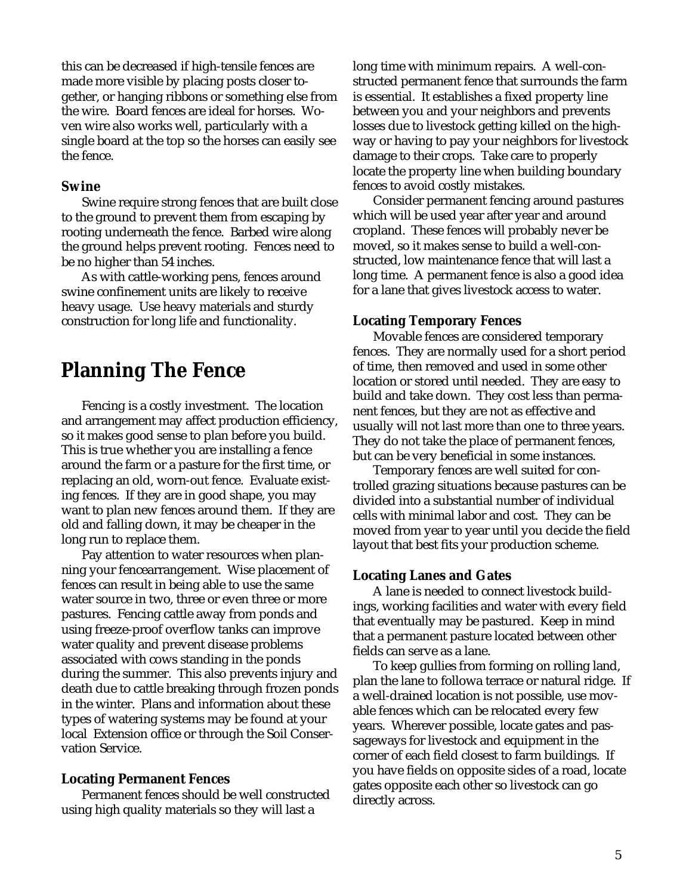this can be decreased if high-tensile fences are made more visible by placing posts closer together, or hanging ribbons or something else from the wire. Board fences are ideal for horses. Woven wire also works well, particularly with a single board at the top so the horses can easily see the fence.

### Swine

Swine require strong fences that are built close to the ground to prevent them from escaping by rooting underneath the fence. Barbed wire along the ground helps prevent rooting. Fences need to be no higher than 54 inches.

As with cattle-working pens, fences around swine confinement units are likely to receive heavy usage. Use heavy materials and sturdy construction for long life and functionality.

## Planning The Fence

Fencing is a costly investment. The location and arrangement may affect production efficiency, so it makes good sense to plan before you build. This is true whether you are installing a fence around the farm or a pasture for the first time, or replacing an old, worn-out fence. Evaluate existing fences. If they are in good shape, you may want to plan new fences around them. If they are old and falling down, it may be cheaper in the long run to replace them.

Pay attention to water resources when planning your fencearrangement. Wise placement of fences can result in being able to use the same water source in two, three or even three or more pastures. Fencing cattle away from ponds and using freeze-proof overflow tanks can improve water quality and prevent disease problems associated with cows standing in the ponds during the summer. This also prevents injury and death due to cattle breaking through frozen ponds in the winter. Plans and information about these types of watering systems may be found at your local Extension office or through the Soil Conservation Service.

### Locating Permanent Fences

Permanent fences should be well constructed using high quality materials so they will last a long time with minimum repairs. A well-constructed permanent fence that surrounds the farm is essential. It establishes a fixed property line between you and your neighbors and prevents losses due to livestock getting killed on the highway or having to pay your neighbors for livestock damage to their crops. Take care to properly locate the property line when building boundary fences to avoid costly mistakes.

Consider permanent fencing around pastures which will be used year after year and around cropland. These fences will probably never be moved, so it makes sense to build a well-constructed, low maintenance fence that will last a long time. A permanent fence is also a good idea for a lane that gives livestock access to water.

### Locating Temporary Fences

Movable fences are considered temporary fences. They are normally used for a short period of time, then removed and used in some other location or stored until needed. They are easy to build and take down. They cost less than permanent fences, but they are not as effective and usually will not last more than one to three years. They do not take the place of permanent fences, but can be very beneficial in some instances.

Temporary fences are well suited for controlled grazing situations because pastures can be divided into a substantial number of individual cells with minimal labor and cost. They can be moved from year to year until you decide the field layout that best fits your production scheme.

### Locating Lanes and Gates

A lane is needed to connect livestock buildings, working facilities and water with every field that eventually may be pastured. Keep in mind that a permanent pasture located between other fields can serve as a lane.

To keep gullies from forming on rolling land, plan the lane to followa terrace or natural ridge. If a well-drained location is not possible, use movable fences which can be relocated every few years. Wherever possible, locate gates and passageways for livestock and equipment in the corner of each field closest to farm buildings. If you have fields on opposite sides of a road, locate gates opposite each other so livestock can go directly across.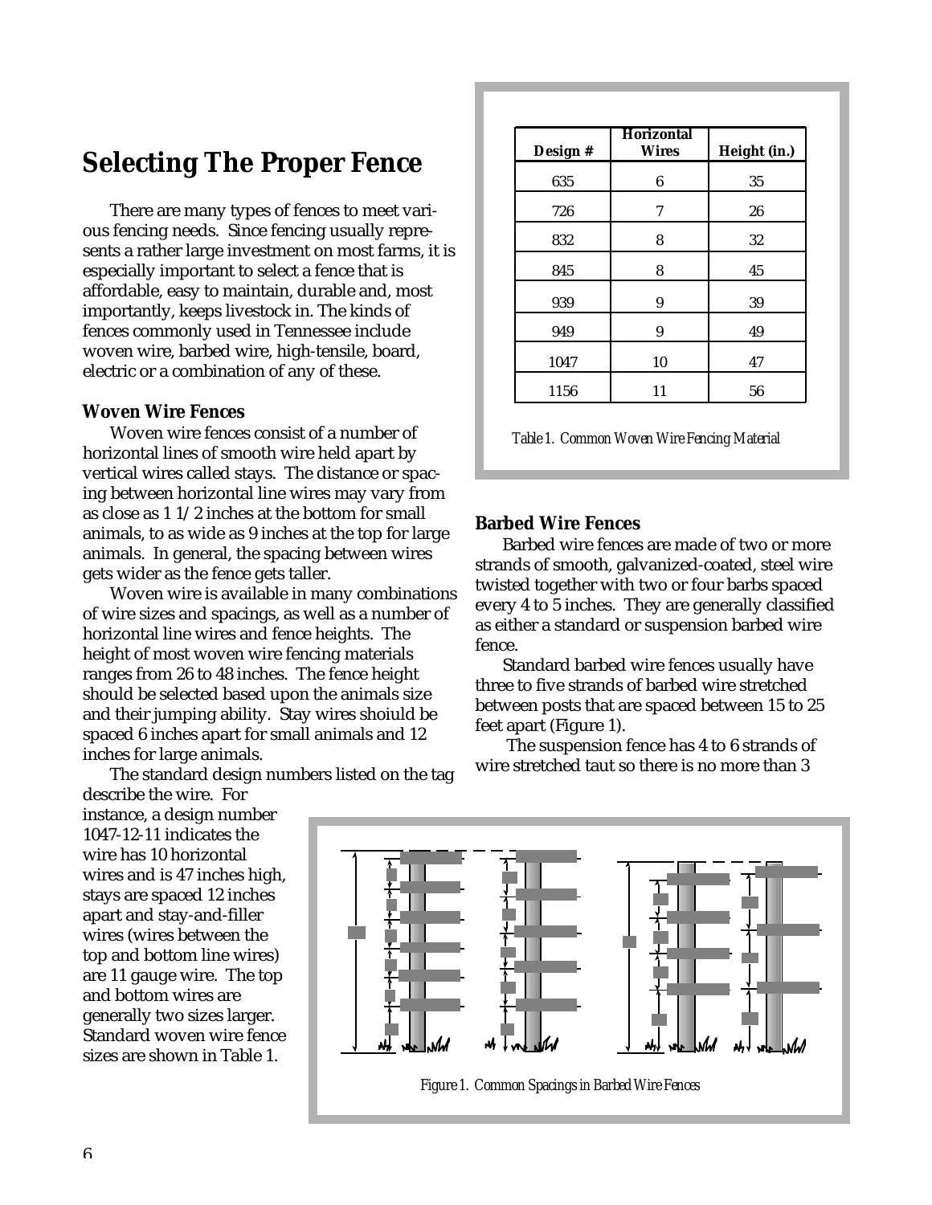## Selecting The Proper Fence

There are many types of fences to meet various fencing needs. Since fencing usually represents a rather large investment on most farms, it is especially important to select a fence that is affordable, easy to maintain, durable and, most importantly, keeps livestock in. The kinds of fences commonly used in Tennessee include woven wire, barbed wire, high-tensile, board, electric or a combination of any of these.

### Woven Wire Fences

Woven wire fences consist of a number of horizontal lines of smooth wire held apart by vertical wires called stays. The distance or spacing between horizontal line wires may vary from as close as 1 1/2 inches at the bottom for small animals, to as wide as 9 inches at the top for large animals. In general, the spacing between wires gets wider as the fence gets taller.

Woven wire is available in many combinations of wire sizes and spacings, as well as a number of horizontal line wires and fence heights. The height of most woven wire fencing materials ranges from 26 to 48 inches. The fence height should be selected based upon the animals size and their jumping ability. Stay wires shoiuld be spaced 6 inches apart for small animals and 12 inches for large animals.

The standard design numbers listed on the tag describe the wire. For instance, a design number 1047-12-11 indicates the wire has 10 horizontal wires and is 47 inches high, stays are spaced 12 inches apart and stay-and-filler wires (wires between the top and bottom line wires) are 11 gauge wire. The top and bottom wires are generally two sizes larger. Standard woven wire fence sizes are shown in Table 1.

| Design # | Horizontal Wires | Height (in.) |
|---|---|---|
| 635 | 6 | 35 |
| 726 | 7 | 26 |
| 832 | 8 | 32 |
| 845 | 8 | 45 |
| 939 | 9 | 39 |
| 949 | 9 | 49 |
| 1047 | 10 | 47 |
| 1156 | 11 | 56 |

*Table 1. Common Woven Wire Fencing Material*

### Barbed Wire Fences

Barbed wire fences are made of two or more strands of smooth, galvanized-coated, steel wire twisted together with two or four barbs spaced every 4 to 5 inches. They are generally classified as either a standard or suspension barbed wire fence.

Standard barbed wire fences usually have three to five strands of barbed wire stretched between posts that are spaced between 15 to 25 feet apart (Figure 1).

The suspension fence has 4 to 6 strands of wire stretched taut so there is no more than 3

*Figure 1. Common Spacings in Barbed Wire Fences*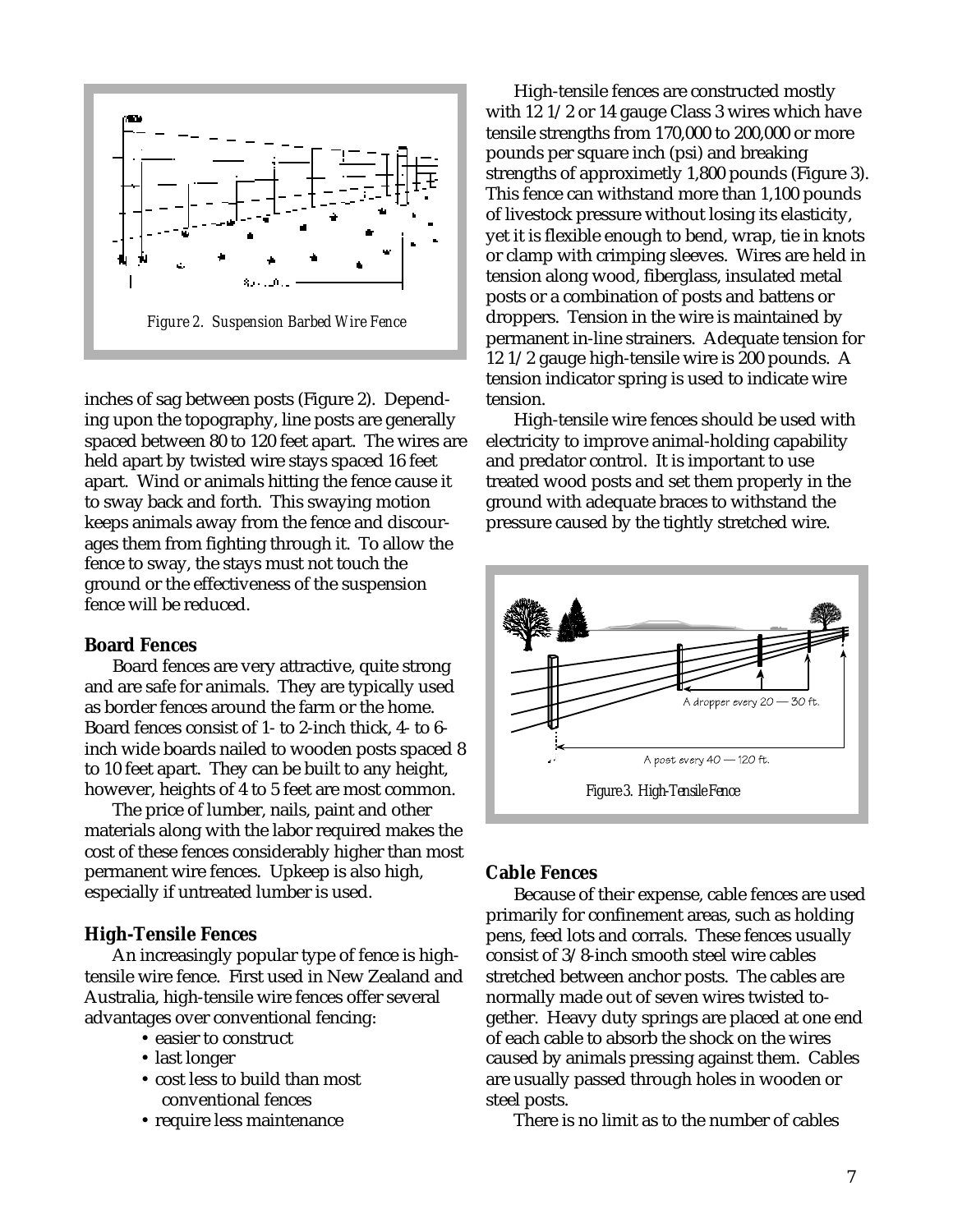*Figure 2. Suspension Barbed Wire Fence*

inches of sag between posts (Figure 2). Depending upon the topography, line posts are generally spaced between 80 to 120 feet apart. The wires are held apart by twisted wire stays spaced 16 feet apart. Wind or animals hitting the fence cause it to sway back and forth. This swaying motion keeps animals away from the fence and discourages them from fighting through it. To allow the fence to sway, the stays must not touch the ground or the effectiveness of the suspension fence will be reduced.

### Board Fences

Board fences are very attractive, quite strong and are safe for animals. They are typically used as border fences around the farm or the home. Board fences consist of 1- to 2-inch thick, 4- to 6-inch wide boards nailed to wooden posts spaced 8 to 10 feet apart. They can be built to any height, however, heights of 4 to 5 feet are most common.

The price of lumber, nails, paint and other materials along with the labor required makes the cost of these fences considerably higher than most permanent wire fences. Upkeep is also high, especially if untreated lumber is used.

### High-Tensile Fences

An increasingly popular type of fence is high-tensile wire fence. First used in New Zealand and Australia, high-tensile wire fences offer several advantages over conventional fencing:

- easier to construct
- last longer
- cost less to build than most conventional fences
- require less maintenance

High-tensile fences are constructed mostly with 12 1/2 or 14 gauge Class 3 wires which have tensile strengths from 170,000 to 200,000 or more pounds per square inch (psi) and breaking strengths of approximetly 1,800 pounds (Figure 3). This fence can withstand more than 1,100 pounds of livestock pressure without losing its elasticity, yet it is flexible enough to bend, wrap, tie in knots or clamp with crimping sleeves. Wires are held in tension along wood, fiberglass, insulated metal posts or a combination of posts and battens or droppers. Tension in the wire is maintained by permanent in-line strainers. Adequate tension for 12 1/2 gauge high-tensile wire is 200 pounds. A tension indicator spring is used to indicate wire tension.

High-tensile wire fences should be used with electricity to improve animal-holding capability and predator control. It is important to use treated wood posts and set them properly in the ground with adequate braces to withstand the pressure caused by the tightly stretched wire.

*Figure 3. High-Tensile Fence*

### Cable Fences

Because of their expense, cable fences are used primarily for confinement areas, such as holding pens, feed lots and corrals. These fences usually consist of 3/8-inch smooth steel wire cables stretched between anchor posts. The cables are normally made out of seven wires twisted together. Heavy duty springs are placed at one end of each cable to absorb the shock on the wires caused by animals pressing against them. Cables are usually passed through holes in wooden or steel posts.

There is no limit as to the number of cables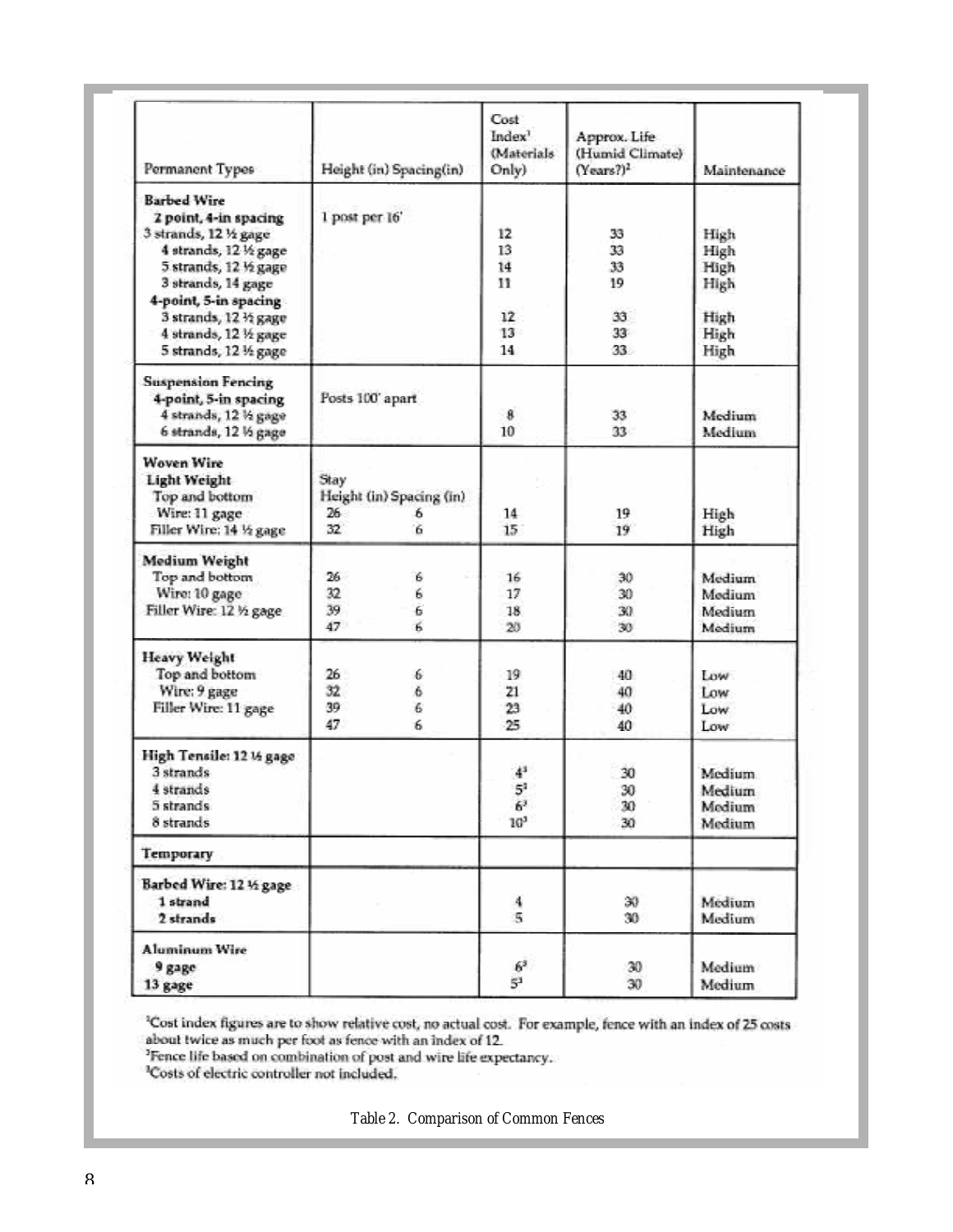| Permanent Types | Height (in) Spacing(in) | Cost Index[1] (Materials Only) | Approx. Life (Humid Climate) (Years?)[2] | Maintenance |
|---|---|---|---|---|
| **Barbed Wire** | | | | |
| **2 point, 4-in spacing** | 1 post per 16' | | | |
| 3 strands, 12 ½ gage | | 12 | 33 | High |
| 4 strands, 12 ½ gage | | 13 | 33 | High |
| 5 strands, 12 ½ gage | | 14 | 33 | High |
| 3 strands, 14 gage | | 11 | 19 | High |
| **4-point, 5-in spacing** | | | | |
| 3 strands, 12 ½ gage | | 12 | 33 | High |
| 4 strands, 12 ½ gage | | 13 | 33 | High |
| 5 strands, 12 ½ gage | | 14 | 33 | High |
| **Suspension Fencing** | | | | |
| **4-point, 5-in spacing** | Posts 100' apart | | | |
| 4 strands, 12 ½ gage | | 8 | 33 | Medium |
| 6 strands, 12 ½ gage | | 10 | 33 | Medium |
| **Woven Wire** | | | | |
| **Light Weight** | Stay | | | |
| Top and bottom | Height (in) Spacing (in) | | | |
| Wire: 11 gage | 26 6 | 14 | 19 | High |
| Filler Wire: 14 ½ gage | 32 6 | 15 | 19 | High |
| **Medium Weight** | | | | |
| Top and bottom | 26 6 | 16 | 30 | Medium |
| Wire: 10 gage | 32 6 | 17 | 30 | Medium |
| Filler Wire: 12 ½ gage | 39 6 | 18 | 30 | Medium |
| | 47 6 | 20 | 30 | Medium |
| **Heavy Weight** | | | | |
| Top and bottom | 26 6 | 19 | 40 | Low |
| Wire: 9 gage | 32 6 | 21 | 40 | Low |
| Filler Wire: 11 gage | 39 6 | 23 | 40 | Low |
| | 47 6 | 25 | 40 | Low |
| **High Tensile: 12 ½ gage** | | | | |
| 3 strands | | 4[3] | 30 | Medium |
| 4 strands | | 5[3] | 30 | Medium |
| 5 strands | | 6[3] | 30 | Medium |
| 8 strands | | 10[3] | 30 | Medium |
| **Temporary** | | | | |
| **Barbed Wire: 12 ½ gage** | | | | |
| **1 strand** | | 4 | 30 | Medium |
| **2 strands** | | 5 | 30 | Medium |
| **Aluminum Wire** | | | | |
| **9 gage** | | 6[3] | 30 | Medium |
| **13 gage** | | 5[3] | 30 | Medium |

[1]Cost index figures are to show relative cost, no actual cost. For example, fence with an index of 25 costs about twice as much per foot as fence with an index of 12.
[2]Fence life based on combination of post and wire life expectancy.
[3]Costs of electric controller not included.

Table 2. Comparison of Common Fences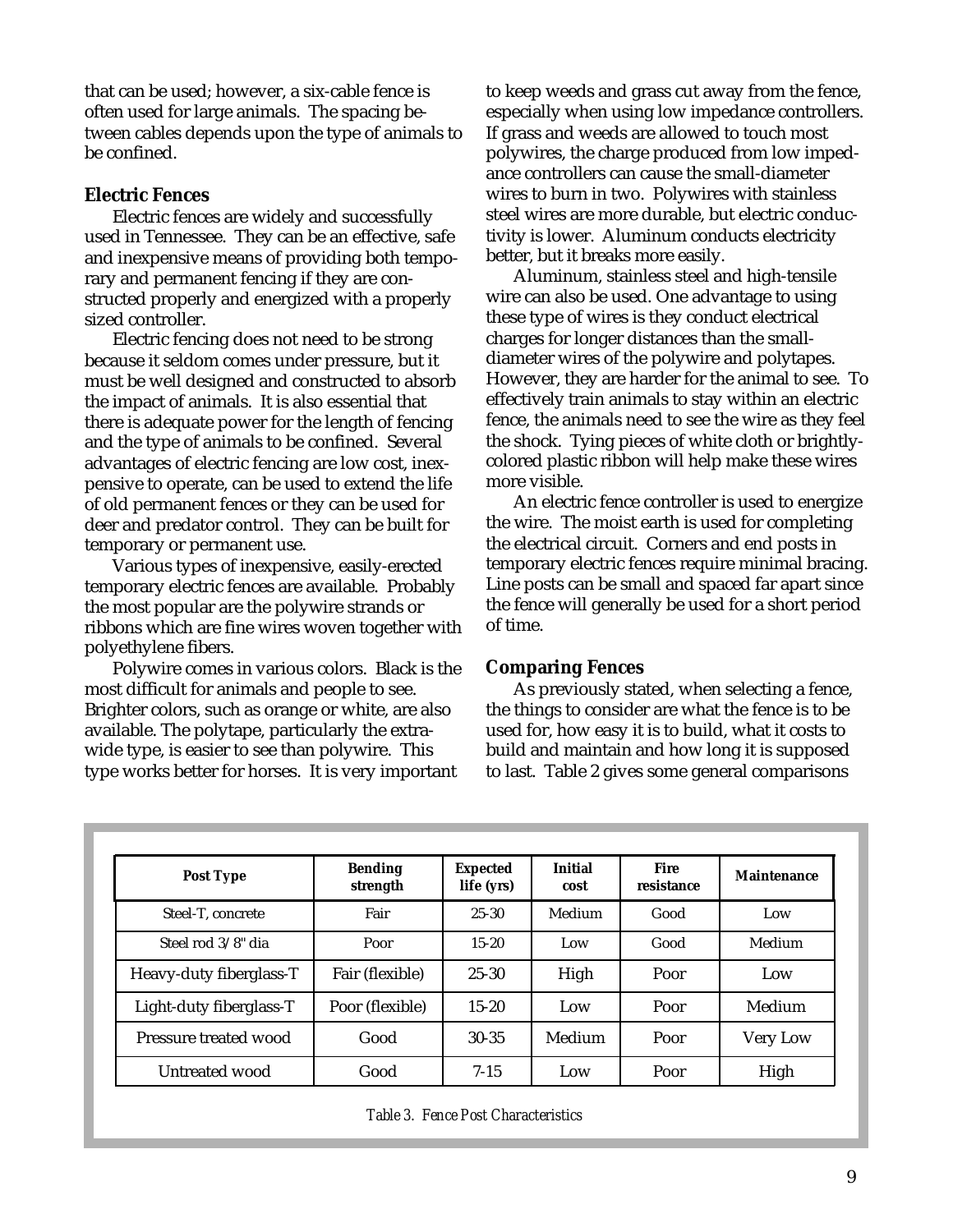that can be used; however, a six-cable fence is often used for large animals. The spacing between cables depends upon the type of animals to be confined.

### Electric Fences

Electric fences are widely and successfully used in Tennessee. They can be an effective, safe and inexpensive means of providing both temporary and permanent fencing if they are constructed properly and energized with a properly sized controller.

Electric fencing does not need to be strong because it seldom comes under pressure, but it must be well designed and constructed to absorb the impact of animals. It is also essential that there is adequate power for the length of fencing and the type of animals to be confined. Several advantages of electric fencing are low cost, inexpensive to operate, can be used to extend the life of old permanent fences or they can be used for deer and predator control. They can be built for temporary or permanent use.

Various types of inexpensive, easily-erected temporary electric fences are available. Probably the most popular are the polywire strands or ribbons which are fine wires woven together with polyethylene fibers.

Polywire comes in various colors. Black is the most difficult for animals and people to see. Brighter colors, such as orange or white, are also available. The polytape, particularly the extra-wide type, is easier to see than polywire. This type works better for horses. It is very important to keep weeds and grass cut away from the fence, especially when using low impedance controllers. If grass and weeds are allowed to touch most polywires, the charge produced from low impedance controllers can cause the small-diameter wires to burn in two. Polywires with stainless steel wires are more durable, but electric conductivity is lower. Aluminum conducts electricity better, but it breaks more easily.

Aluminum, stainless steel and high-tensile wire can also be used. One advantage to using these type of wires is they conduct electrical charges for longer distances than the small-diameter wires of the polywire and polytapes. However, they are harder for the animal to see. To effectively train animals to stay within an electric fence, the animals need to see the wire as they feel the shock. Tying pieces of white cloth or brightly-colored plastic ribbon will help make these wires more visible.

An electric fence controller is used to energize the wire. The moist earth is used for completing the electrical circuit. Corners and end posts in temporary electric fences require minimal bracing. Line posts can be small and spaced far apart since the fence will generally be used for a short period of time.

### Comparing Fences

As previously stated, when selecting a fence, the things to consider are what the fence is to be used for, how easy it is to build, what it costs to build and maintain and how long it is supposed to last. Table 2 gives some general comparisons

| Post Type | Bending strength | Expected life (yrs) | Initial cost | Fire resistance | Maintenance |
|---|---|---|---|---|---|
| Steel-T, concrete | Fair | 25-30 | Medium | Good | Low |
| Steel rod 3/8" dia | Poor | 15-20 | Low | Good | Medium |
| Heavy-duty fiberglass-T | Fair (flexible) | 25-30 | High | Poor | Low |
| Light-duty fiberglass-T | Poor (flexible) | 15-20 | Low | Poor | Medium |
| Pressure treated wood | Good | 30-35 | Medium | Poor | Very Low |
| Untreated wood | Good | 7-15 | Low | Poor | High |

*Table 3. Fence Post Characteristics*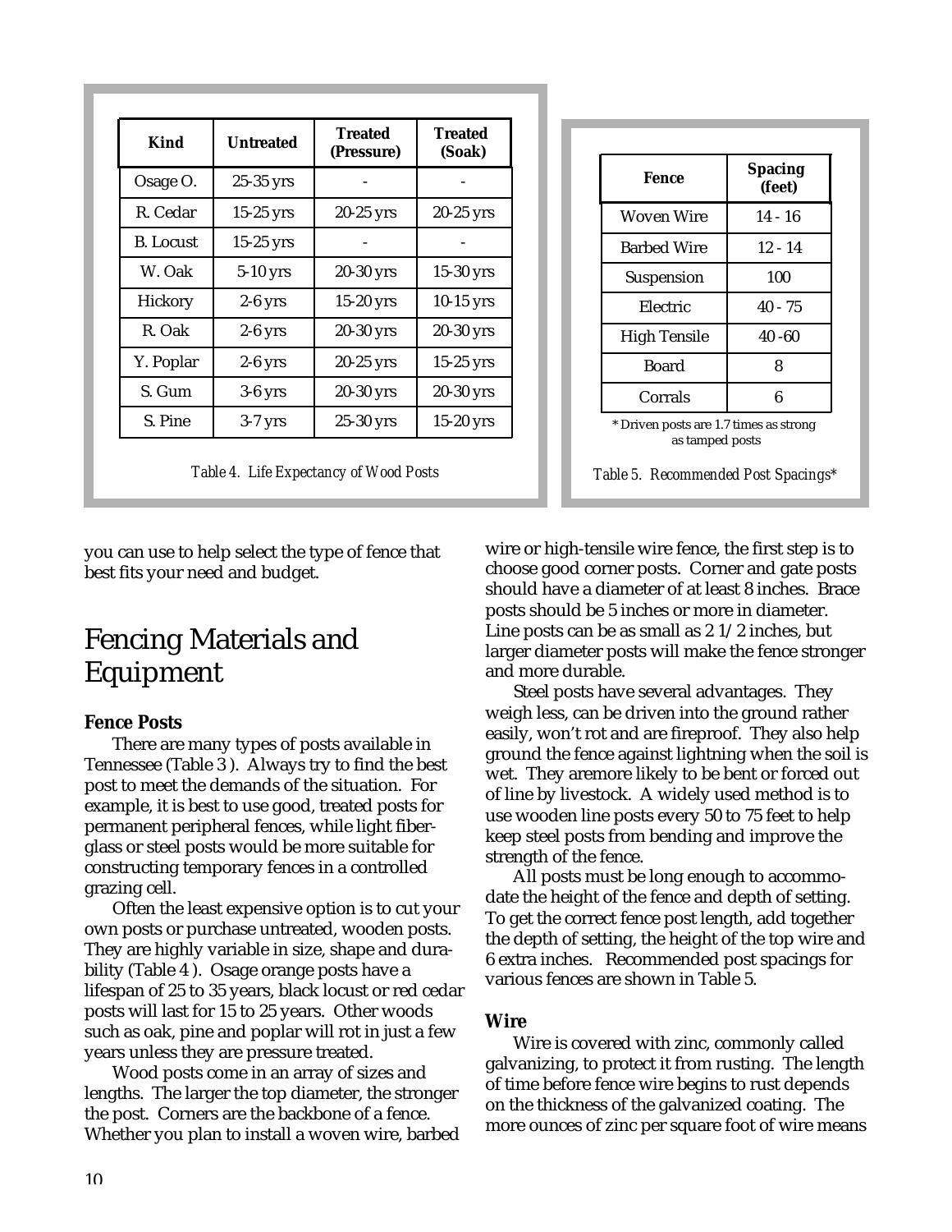| Kind | Untreated | Treated (Pressure) | Treated (Soak) |
|---|---|---|---|
| Osage O. | 25-35 yrs | - | - |
| R. Cedar | 15-25 yrs | 20-25 yrs | 20-25 yrs |
| B. Locust | 15-25 yrs | - | - |
| W. Oak | 5-10 yrs | 20-30 yrs | 15-30 yrs |
| Hickory | 2-6 yrs | 15-20 yrs | 10-15 yrs |
| R. Oak | 2-6 yrs | 20-30 yrs | 20-30 yrs |
| Y. Poplar | 2-6 yrs | 20-25 yrs | 15-25 yrs |
| S. Gum | 3-6 yrs | 20-30 yrs | 20-30 yrs |
| S. Pine | 3-7 yrs | 25-30 yrs | 15-20 yrs |

*Table 4. Life Expectancy of Wood Posts*

| Fence | Spacing (feet) |
|---|---|
| Woven Wire | 14 - 16 |
| Barbed Wire | 12 - 14 |
| Suspension | 100 |
| Electric | 40 - 75 |
| High Tensile | 40 -60 |
| Board | 8 |
| Corrals | 6 |

* Driven posts are 1.7 times as strong as tamped posts

*Table 5. Recommended Post Spacings**

you can use to help select the type of fence that best fits your need and budget.

# Fencing Materials and Equipment

### Fence Posts

There are many types of posts available in Tennessee (Table 3 ). Always try to find the best post to meet the demands of the situation. For example, it is best to use good, treated posts for permanent peripheral fences, while light fiber-glass or steel posts would be more suitable for constructing temporary fences in a controlled grazing cell.

Often the least expensive option is to cut your own posts or purchase untreated, wooden posts. They are highly variable in size, shape and durability (Table 4 ). Osage orange posts have a lifespan of 25 to 35 years, black locust or red cedar posts will last for 15 to 25 years. Other woods such as oak, pine and poplar will rot in just a few years unless they are pressure treated.

Wood posts come in an array of sizes and lengths. The larger the top diameter, the stronger the post. Corners are the backbone of a fence. Whether you plan to install a woven wire, barbed wire or high-tensile wire fence, the first step is to choose good corner posts. Corner and gate posts should have a diameter of at least 8 inches. Brace posts should be 5 inches or more in diameter. Line posts can be as small as 2 1/2 inches, but larger diameter posts will make the fence stronger and more durable.

Steel posts have several advantages. They weigh less, can be driven into the ground rather easily, won't rot and are fireproof. They also help ground the fence against lightning when the soil is wet. They aremore likely to be bent or forced out of line by livestock. A widely used method is to use wooden line posts every 50 to 75 feet to help keep steel posts from bending and improve the strength of the fence.

All posts must be long enough to accommodate the height of the fence and depth of setting. To get the correct fence post length, add together the depth of setting, the height of the top wire and 6 extra inches. Recommended post spacings for various fences are shown in Table 5.

### Wire

Wire is covered with zinc, commonly called galvanizing, to protect it from rusting. The length of time before fence wire begins to rust depends on the thickness of the galvanized coating. The more ounces of zinc per square foot of wire means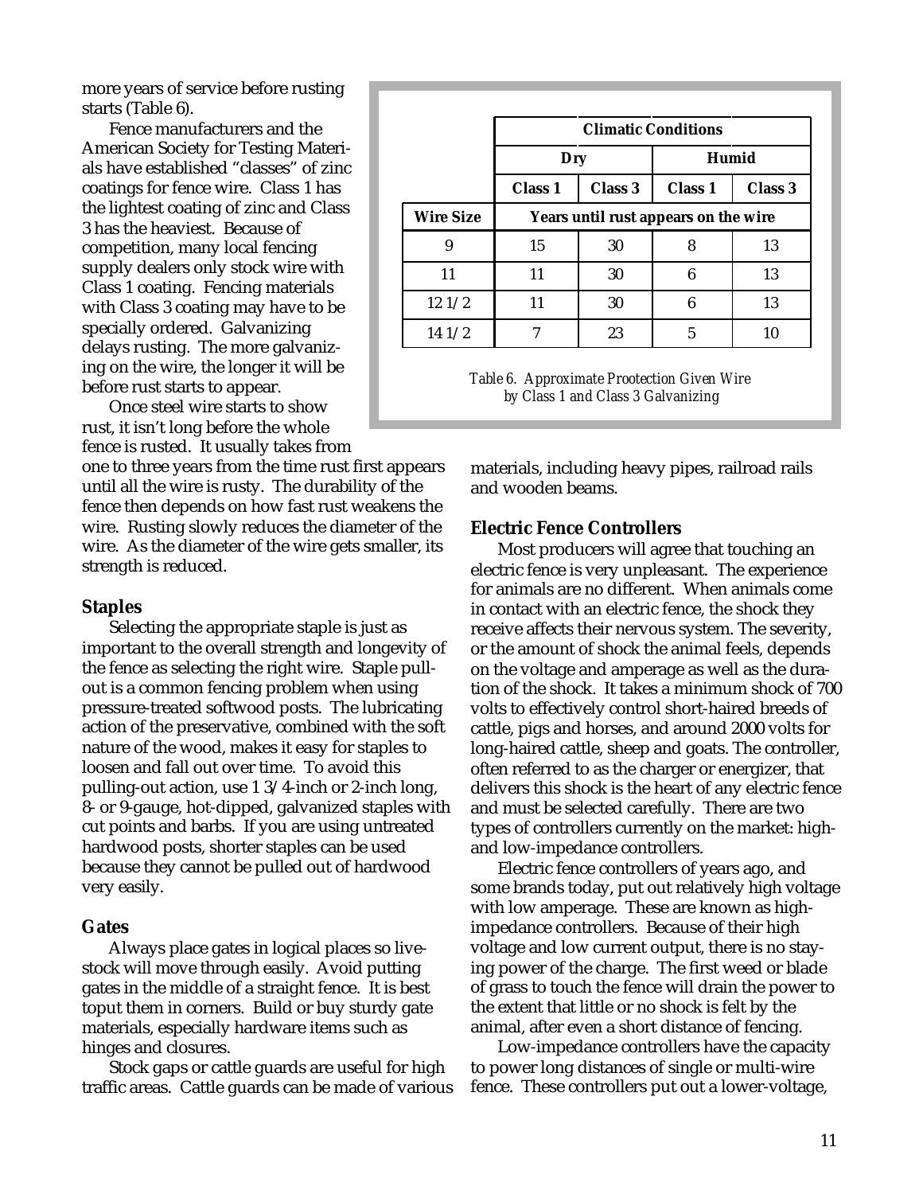more years of service before rusting starts (Table 6).

Fence manufacturers and the American Society for Testing Materials have established "classes" of zinc coatings for fence wire. Class 1 has the lightest coating of zinc and Class 3 has the heaviest. Because of competition, many local fencing supply dealers only stock wire with Class 1 coating. Fencing materials with Class 3 coating may have to be specially ordered. Galvanizing delays rusting. The more galvanizing on the wire, the longer it will be before rust starts to appear.

|  | Climatic Conditions | | | |
|---|---|---|---|---|
|  | Dry | | Humid | |
|  | Class 1 | Class 3 | Class 1 | Class 3 |
| Wire Size | Years until rust appears on the wire | | | |
| 9 | 15 | 30 | 8 | 13 |
| 11 | 11 | 30 | 6 | 13 |
| 12 1/2 | 11 | 30 | 6 | 13 |
| 14 1/2 | 7 | 23 | 5 | 10 |

*Table 6. Approximate Prootection Given Wire by Class 1 and Class 3 Galvanizing*

Once steel wire starts to show rust, it isn't long before the whole fence is rusted. It usually takes from one to three years from the time rust first appears until all the wire is rusty. The durability of the fence then depends on how fast rust weakens the wire. Rusting slowly reduces the diameter of the wire. As the diameter of the wire gets smaller, its strength is reduced.

### Staples

Selecting the appropriate staple is just as important to the overall strength and longevity of the fence as selecting the right wire. Staple pull-out is a common fencing problem when using pressure-treated softwood posts. The lubricating action of the preservative, combined with the soft nature of the wood, makes it easy for staples to loosen and fall out over time. To avoid this pulling-out action, use 1 3/4-inch or 2-inch long, 8- or 9-gauge, hot-dipped, galvanized staples with cut points and barbs. If you are using untreated hardwood posts, shorter staples can be used because they cannot be pulled out of hardwood very easily.

### Gates

Always place gates in logical places so livestock will move through easily. Avoid putting gates in the middle of a straight fence. It is best toput them in corners. Build or buy sturdy gate materials, especially hardware items such as hinges and closures.

Stock gaps or cattle guards are useful for high traffic areas. Cattle guards can be made of various materials, including heavy pipes, railroad rails and wooden beams.

### Electric Fence Controllers

Most producers will agree that touching an electric fence is very unpleasant. The experience for animals are no different. When animals come in contact with an electric fence, the shock they receive affects their nervous system. The severity, or the amount of shock the animal feels, depends on the voltage and amperage as well as the duration of the shock. It takes a minimum shock of 700 volts to effectively control short-haired breeds of cattle, pigs and horses, and around 2000 volts for long-haired cattle, sheep and goats. The controller, often referred to as the charger or energizer, that delivers this shock is the heart of any electric fence and must be selected carefully. There are two types of controllers currently on the market: high- and low-impedance controllers.

Electric fence controllers of years ago, and some brands today, put out relatively high voltage with low amperage. These are known as high-impedance controllers. Because of their high voltage and low current output, there is no staying power of the charge. The first weed or blade of grass to touch the fence will drain the power to the extent that little or no shock is felt by the animal, after even a short distance of fencing.

Low-impedance controllers have the capacity to power long distances of single or multi-wire fence. These controllers put out a lower-voltage,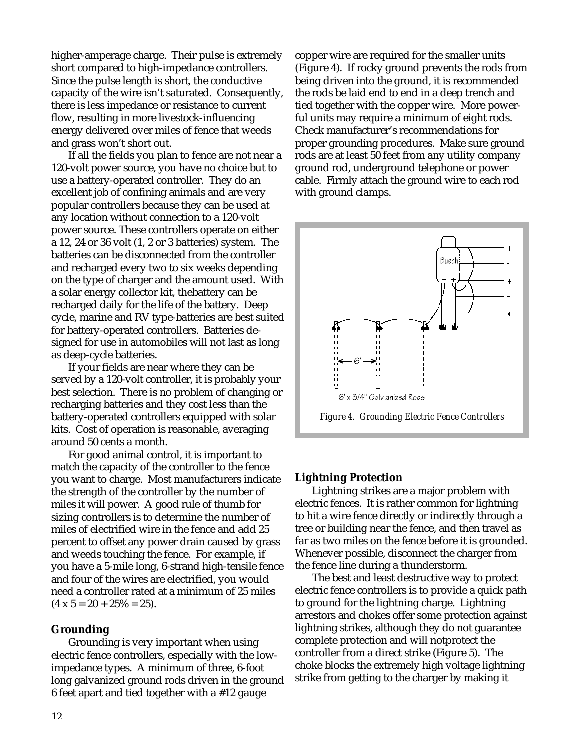higher-amperage charge. Their pulse is extremely short compared to high-impedance controllers. Since the pulse length is short, the conductive capacity of the wire isn't saturated. Consequently, there is less impedance or resistance to current flow, resulting in more livestock-influencing energy delivered over miles of fence that weeds and grass won't short out.

If all the fields you plan to fence are not near a 120-volt power source, you have no choice but to use a battery-operated controller. They do an excellent job of confining animals and are very popular controllers because they can be used at any location without connection to a 120-volt power source. These controllers operate on either a 12, 24 or 36 volt (1, 2 or 3 batteries) system. The batteries can be disconnected from the controller and recharged every two to six weeks depending on the type of charger and the amount used. With a solar energy collector kit, thebattery can be recharged daily for the life of the battery. Deep cycle, marine and RV type-batteries are best suited for battery-operated controllers. Batteries designed for use in automobiles will not last as long as deep-cycle batteries.

If your fields are near where they can be served by a 120-volt controller, it is probably your best selection. There is no problem of changing or recharging batteries and they cost less than the battery-operated controllers equipped with solar kits. Cost of operation is reasonable, averaging around 50 cents a month.

For good animal control, it is important to match the capacity of the controller to the fence you want to charge. Most manufacturers indicate the strength of the controller by the number of miles it will power. A good rule of thumb for sizing controllers is to determine the number of miles of electrified wire in the fence and add 25 percent to offset any power drain caused by grass and weeds touching the fence. For example, if you have a 5-mile long, 6-strand high-tensile fence and four of the wires are electrified, you would need a controller rated at a minimum of 25 miles ($4 \times 5 = 20 + 25\% = 25$).

### Grounding

Grounding is very important when using electric fence controllers, especially with the low-impedance types. A minimum of three, 6-foot long galvanized ground rods driven in the ground 6 feet apart and tied together with a #12 gauge copper wire are required for the smaller units (Figure 4). If rocky ground prevents the rods from being driven into the ground, it is recommended the rods be laid end to end in a deep trench and tied together with the copper wire. More powerful units may require a minimum of eight rods. Check manufacturer's recommendations for proper grounding procedures. Make sure ground rods are at least 50 feet from any utility company ground rod, underground telephone or power cable. Firmly attach the ground wire to each rod with ground clamps.

*Figure 4. Grounding Electric Fence Controllers*

### Lightning Protection

Lightning strikes are a major problem with electric fences. It is rather common for lightning to hit a wire fence directly or indirectly through a tree or building near the fence, and then travel as far as two miles on the fence before it is grounded. Whenever possible, disconnect the charger from the fence line during a thunderstorm.

The best and least destructive way to protect electric fence controllers is to provide a quick path to ground for the lightning charge. Lightning arrestors and chokes offer some protection against lightning strikes, although they do not guarantee complete protection and will notprotect the controller from a direct strike (Figure 5). The choke blocks the extremely high voltage lightning strike from getting to the charger by making it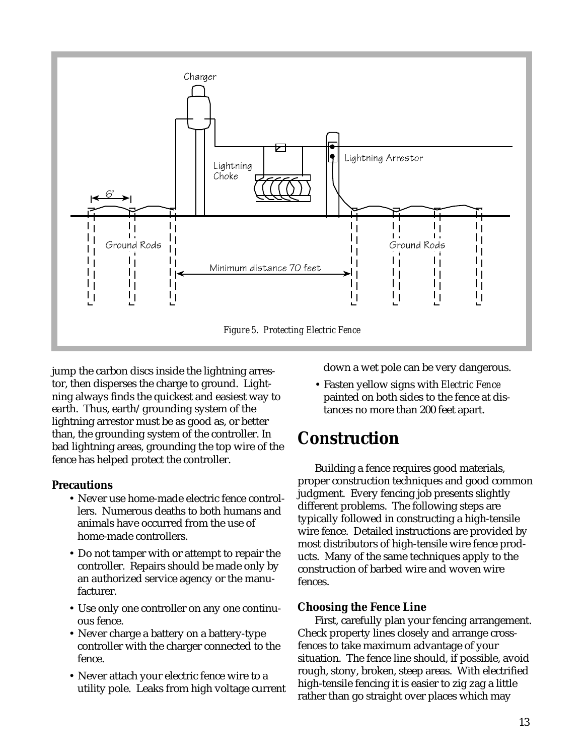Figure 5. Protecting Electric Fence

jump the carbon discs inside the lightning arrestor, then disperses the charge to ground. Lightning always finds the quickest and easiest way to earth. Thus, earth/grounding system of the lightning arrestor must be as good as, or better than, the grounding system of the controller. In bad lightning areas, grounding the top wire of the fence has helped protect the controller.

### Precautions

- Never use home-made electric fence controllers. Numerous deaths to both humans and animals have occurred from the use of home-made controllers.
- Do not tamper with or attempt to repair the controller. Repairs should be made only by an authorized service agency or the manufacturer.
- Use only one controller on any one continuous fence.
- Never charge a battery on a battery-type controller with the charger connected to the fence.
- Never attach your electric fence wire to a utility pole. Leaks from high voltage current down a wet pole can be very dangerous.
- Fasten yellow signs with *Electric Fence* painted on both sides to the fence at distances no more than 200 feet apart.

## Construction

Building a fence requires good materials, proper construction techniques and good common judgment. Every fencing job presents slightly different problems. The following steps are typically followed in constructing a high-tensile wire fence. Detailed instructions are provided by most distributors of high-tensile wire fence products. Many of the same techniques apply to the construction of barbed wire and woven wire fences.

### Choosing the Fence Line

First, carefully plan your fencing arrangement. Check property lines closely and arrange cross-fences to take maximum advantage of your situation. The fence line should, if possible, avoid rough, stony, broken, steep areas. With electrified high-tensile fencing it is easier to zig zag a little rather than go straight over places which may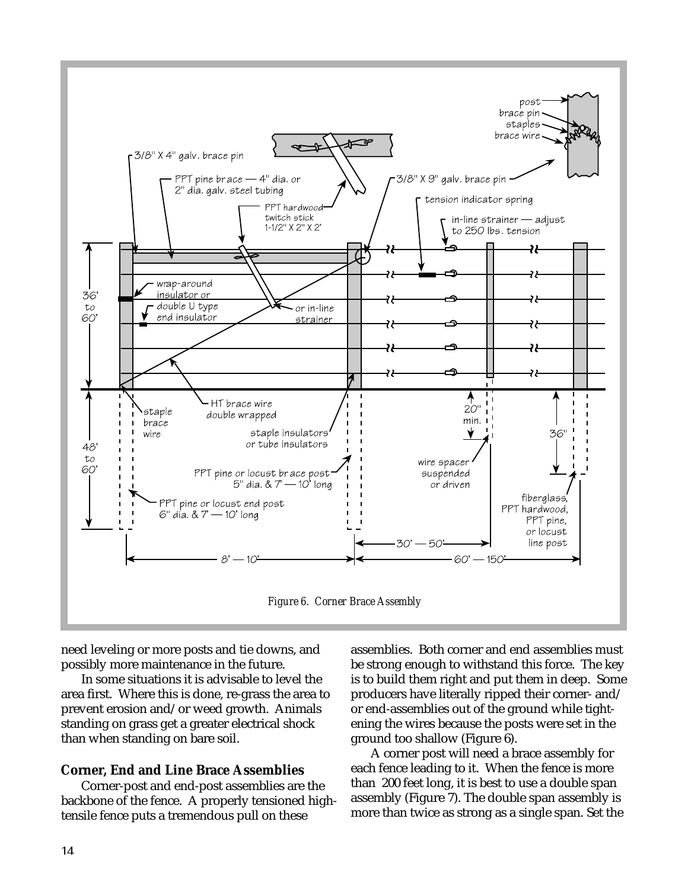Figure 6. Corner Brace Assembly

need leveling or more posts and tie downs, and possibly more maintenance in the future.

In some situations it is advisable to level the area first. Where this is done, re-grass the area to prevent erosion and/or weed growth. Animals standing on grass get a greater electrical shock than when standing on bare soil.

### Corner, End and Line Brace Assemblies

Corner-post and end-post assemblies are the backbone of the fence. A properly tensioned high-tensile fence puts a tremendous pull on these assemblies. Both corner and end assemblies must be strong enough to withstand this force. The key is to build them right and put them in deep. Some producers have literally ripped their corner- and/or end-assemblies out of the ground while tightening the wires because the posts were set in the ground too shallow (Figure 6).

A corner post will need a brace assembly for each fence leading to it. When the fence is more than 200 feet long, it is best to use a double span assembly (Figure 7). The double span assembly is more than twice as strong as a single span. Set the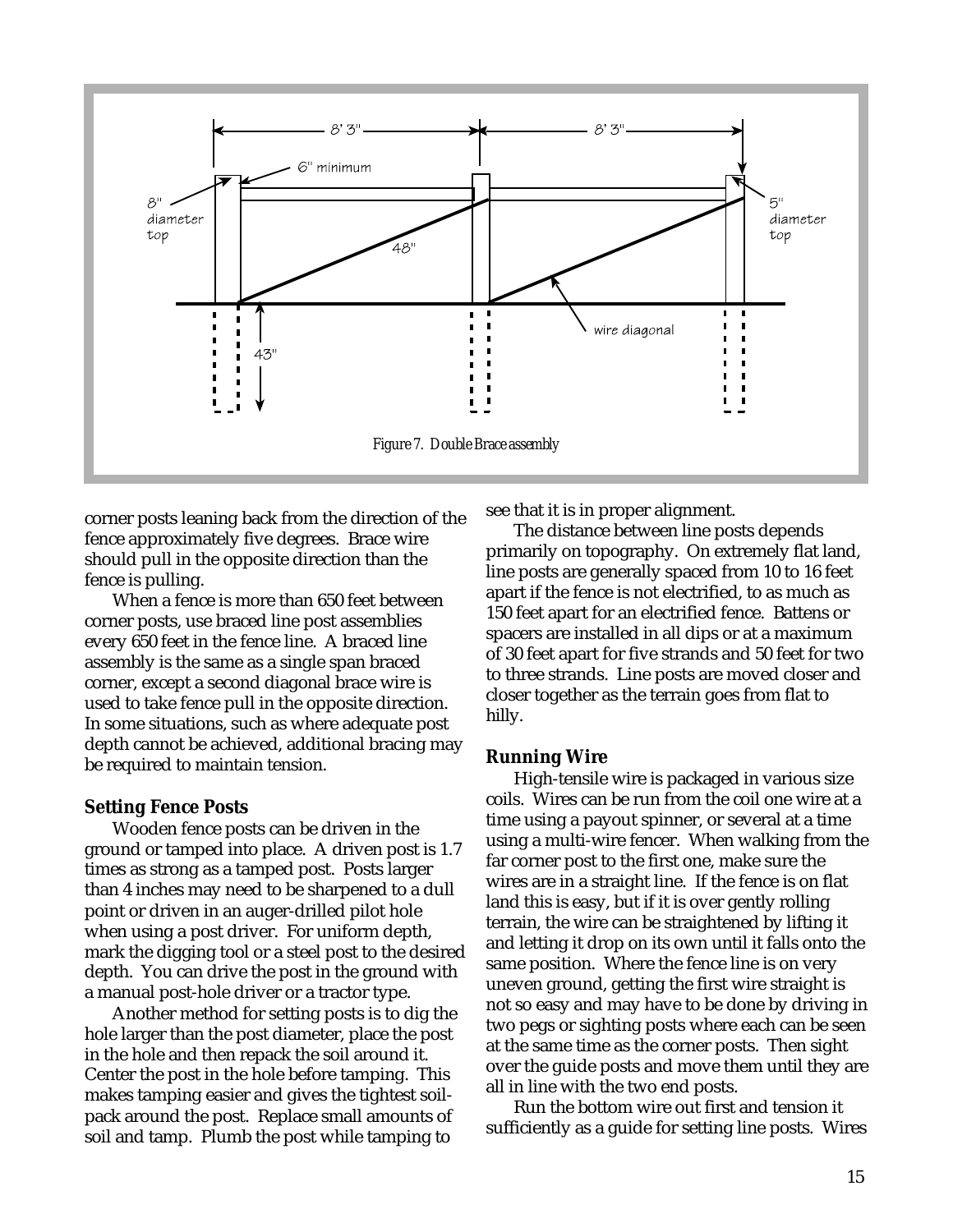Figure 7. Double Brace assembly

corner posts leaning back from the direction of the fence approximately five degrees. Brace wire should pull in the opposite direction than the fence is pulling.

When a fence is more than 650 feet between corner posts, use braced line post assemblies every 650 feet in the fence line. A braced line assembly is the same as a single span braced corner, except a second diagonal brace wire is used to take fence pull in the opposite direction. In some situations, such as where adequate post depth cannot be achieved, additional bracing may be required to maintain tension.

### Setting Fence Posts

Wooden fence posts can be driven in the ground or tamped into place. A driven post is 1.7 times as strong as a tamped post. Posts larger than 4 inches may need to be sharpened to a dull point or driven in an auger-drilled pilot hole when using a post driver. For uniform depth, mark the digging tool or a steel post to the desired depth. You can drive the post in the ground with a manual post-hole driver or a tractor type.

Another method for setting posts is to dig the hole larger than the post diameter, place the post in the hole and then repack the soil around it. Center the post in the hole before tamping. This makes tamping easier and gives the tightest soil-pack around the post. Replace small amounts of soil and tamp. Plumb the post while tamping to see that it is in proper alignment.

The distance between line posts depends primarily on topography. On extremely flat land, line posts are generally spaced from 10 to 16 feet apart if the fence is not electrified, to as much as 150 feet apart for an electrified fence. Battens or spacers are installed in all dips or at a maximum of 30 feet apart for five strands and 50 feet for two to three strands. Line posts are moved closer and closer together as the terrain goes from flat to hilly.

### Running Wire

High-tensile wire is packaged in various size coils. Wires can be run from the coil one wire at a time using a payout spinner, or several at a time using a multi-wire fencer. When walking from the far corner post to the first one, make sure the wires are in a straight line. If the fence is on flat land this is easy, but if it is over gently rolling terrain, the wire can be straightened by lifting it and letting it drop on its own until it falls onto the same position. Where the fence line is on very uneven ground, getting the first wire straight is not so easy and may have to be done by driving in two pegs or sighting posts where each can be seen at the same time as the corner posts. Then sight over the guide posts and move them until they are all in line with the two end posts.

Run the bottom wire out first and tension it sufficiently as a guide for setting line posts. Wires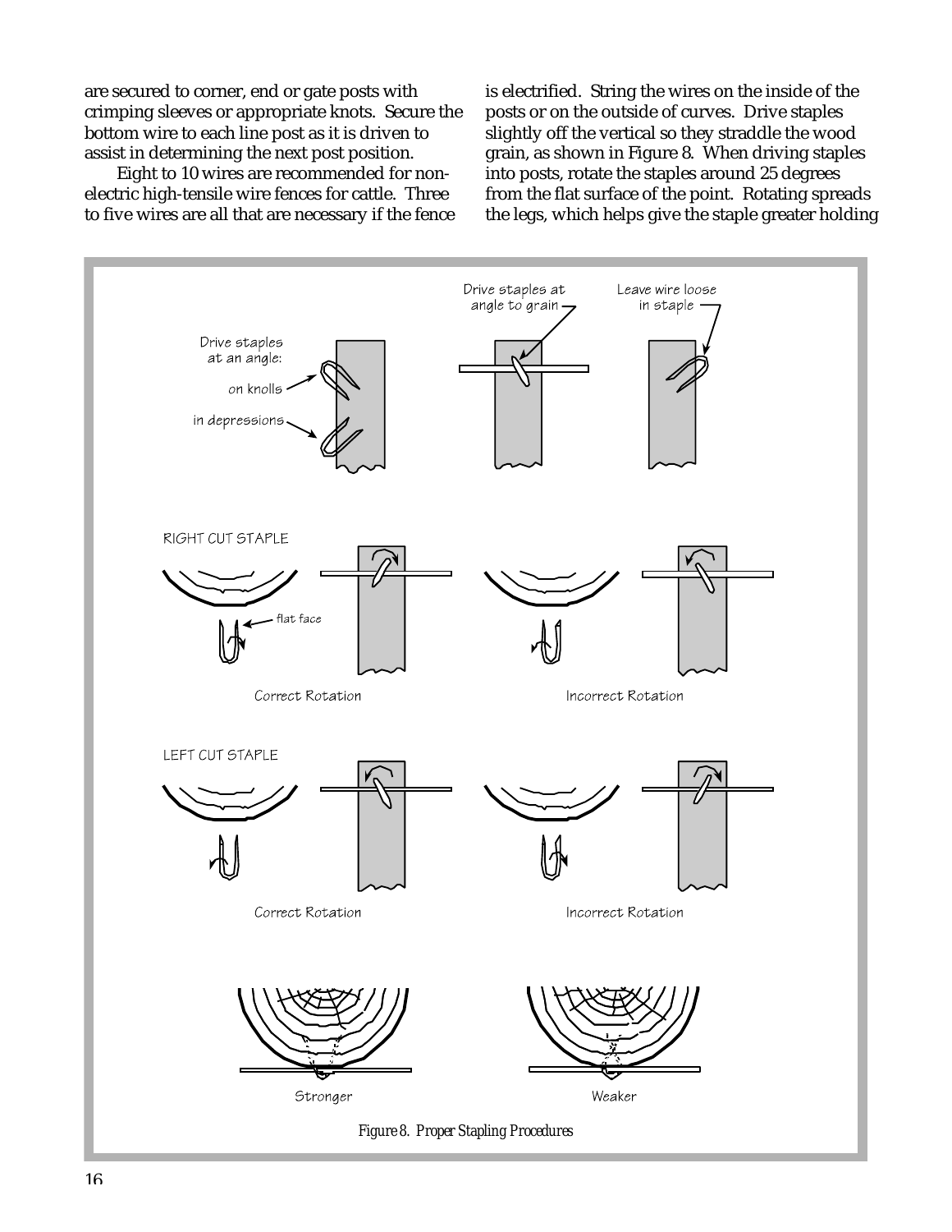are secured to corner, end or gate posts with crimping sleeves or appropriate knots. Secure the bottom wire to each line post as it is driven to assist in determining the next post position.

Eight to 10 wires are recommended for non-electric high-tensile wire fences for cattle. Three to five wires are all that are necessary if the fence is electrified. String the wires on the inside of the posts or on the outside of curves. Drive staples slightly off the vertical so they straddle the wood grain, as shown in Figure 8. When driving staples into posts, rotate the staples around 25 degrees from the flat surface of the point. Rotating spreads the legs, which helps give the staple greater holding

Figure 8. Proper Stapling Procedures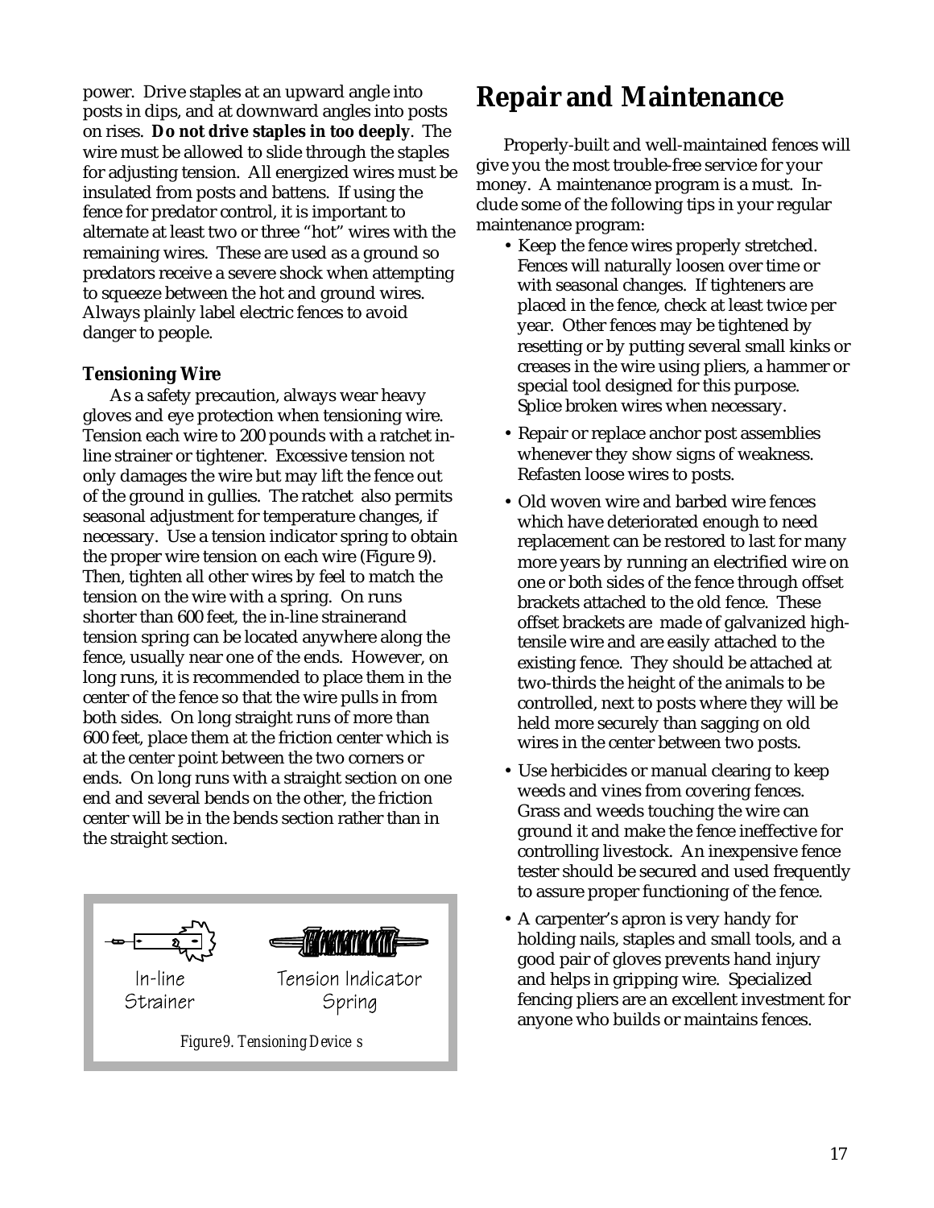power. Drive staples at an upward angle into posts in dips, and at downward angles into posts on rises. **Do not drive staples in too deeply**. The wire must be allowed to slide through the staples for adjusting tension. All energized wires must be insulated from posts and battens. If using the fence for predator control, it is important to alternate at least two or three "hot" wires with the remaining wires. These are used as a ground so predators receive a severe shock when attempting to squeeze between the hot and ground wires. Always plainly label electric fences to avoid danger to people.

### Tensioning Wire

As a safety precaution, always wear heavy gloves and eye protection when tensioning wire. Tension each wire to 200 pounds with a ratchet in-line strainer or tightener. Excessive tension not only damages the wire but may lift the fence out of the ground in gullies. The ratchet also permits seasonal adjustment for temperature changes, if necessary. Use a tension indicator spring to obtain the proper wire tension on each wire (Figure 9). Then, tighten all other wires by feel to match the tension on the wire with a spring. On runs shorter than 600 feet, the in-line strainerand tension spring can be located anywhere along the fence, usually near one of the ends. However, on long runs, it is recommended to place them in the center of the fence so that the wire pulls in from both sides. On long straight runs of more than 600 feet, place them at the friction center which is at the center point between the two corners or ends. On long runs with a straight section on one end and several bends on the other, the friction center will be in the bends section rather than in the straight section.

In-line Strainer

Tension Indicator Spring

*Figure 9. Tensioning Devices*

# Repair and Maintenance

Properly-built and well-maintained fences will give you the most trouble-free service for your money. A maintenance program is a must. Include some of the following tips in your regular maintenance program:

- Keep the fence wires properly stretched. Fences will naturally loosen over time or with seasonal changes. If tighteners are placed in the fence, check at least twice per year. Other fences may be tightened by resetting or by putting several small kinks or creases in the wire using pliers, a hammer or special tool designed for this purpose. Splice broken wires when necessary.
- Repair or replace anchor post assemblies whenever they show signs of weakness. Refasten loose wires to posts.
- Old woven wire and barbed wire fences which have deteriorated enough to need replacement can be restored to last for many more years by running an electrified wire on one or both sides of the fence through offset brackets attached to the old fence. These offset brackets are made of galvanized high-tensile wire and are easily attached to the existing fence. They should be attached at two-thirds the height of the animals to be controlled, next to posts where they will be held more securely than sagging on old wires in the center between two posts.
- Use herbicides or manual clearing to keep weeds and vines from covering fences. Grass and weeds touching the wire can ground it and make the fence ineffective for controlling livestock. An inexpensive fence tester should be secured and used frequently to assure proper functioning of the fence.
- A carpenter's apron is very handy for holding nails, staples and small tools, and a good pair of gloves prevents hand injury and helps in gripping wire. Specialized fencing pliers are an excellent investment for anyone who builds or maintains fences.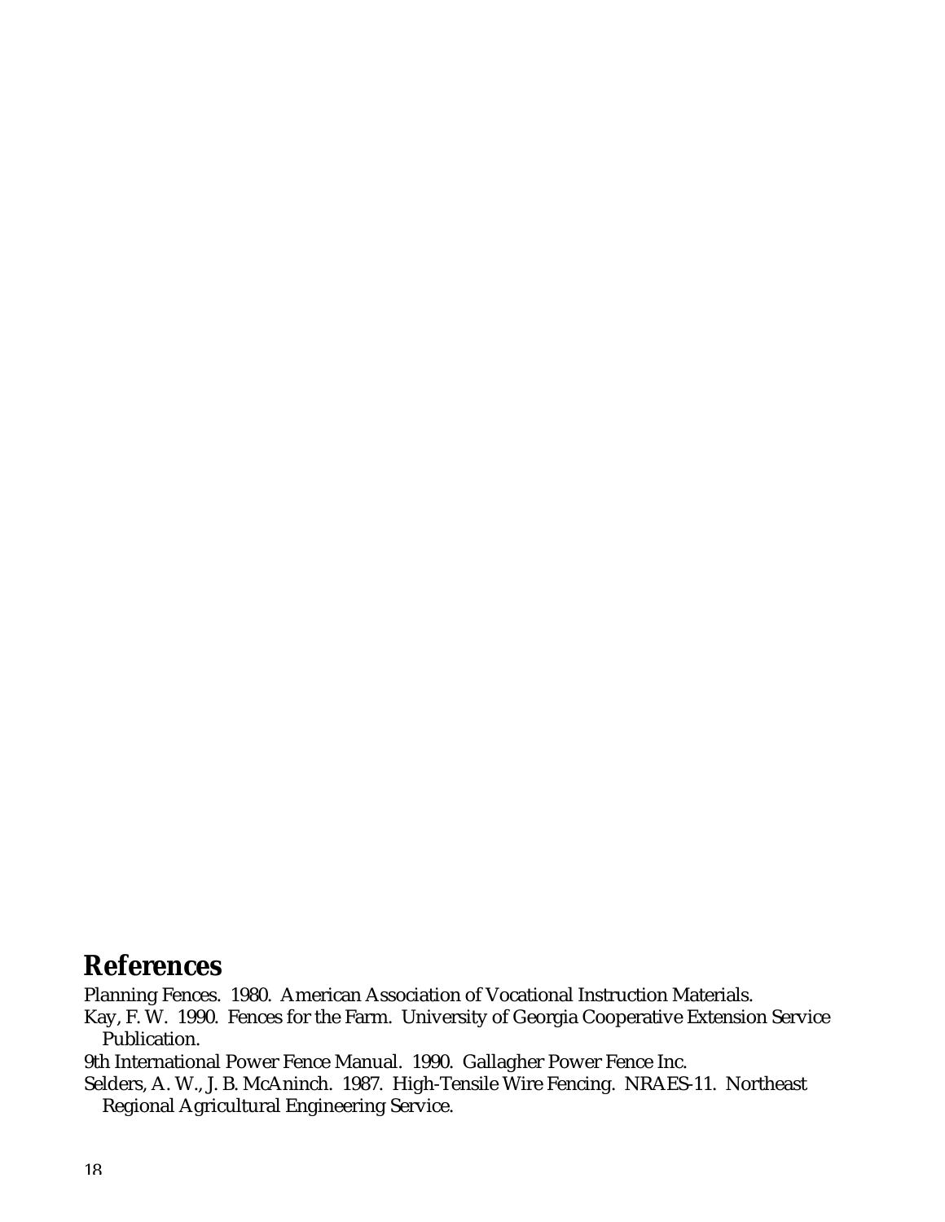## References

Planning Fences. 1980. American Association of Vocational Instruction Materials.

Kay, F. W. 1990. Fences for the Farm. University of Georgia Cooperative Extension Service Publication.

9th International Power Fence Manual. 1990. Gallagher Power Fence Inc.

Selders, A. W., J. B. McAninch. 1987. High-Tensile Wire Fencing. NRAES-11. Northeast Regional Agricultural Engineering Service.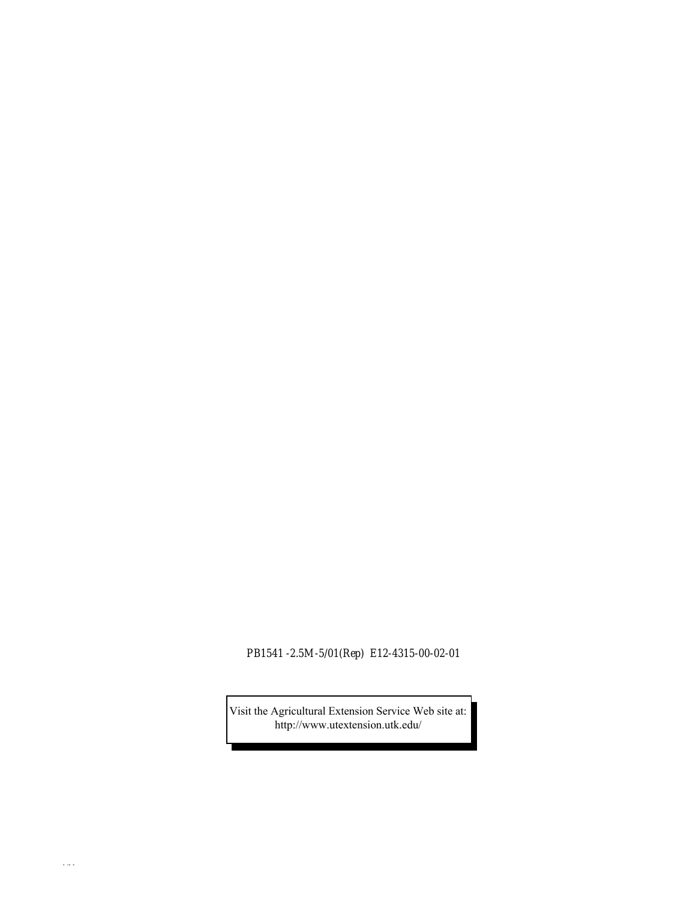PB1541 -2.5M-5/01(Rep) E12-4315-00-02-01

Visit the Agricultural Extension Service Web site at:
http://www.utextension.utk.edu/